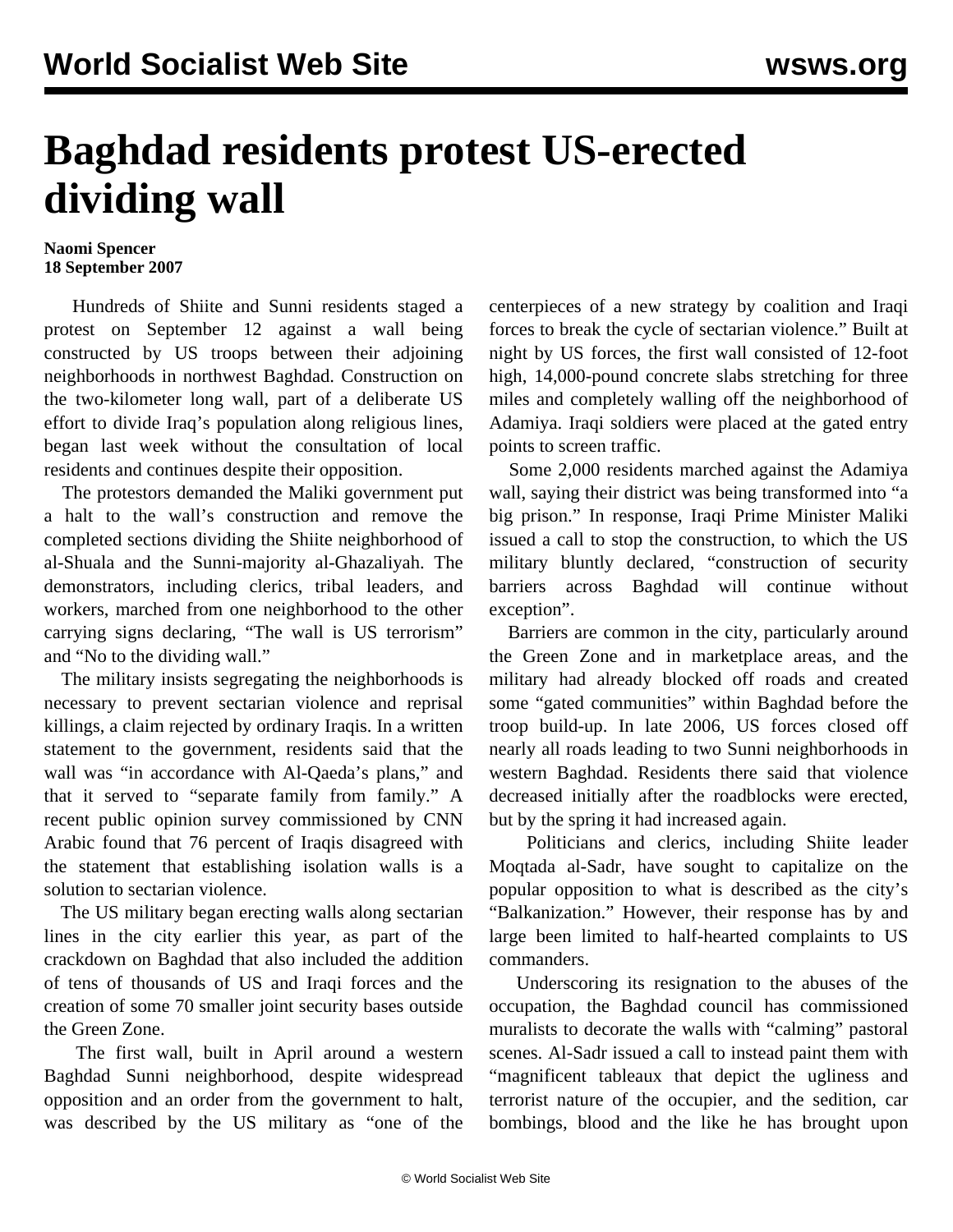# Baghdad residents protest US-erected dividing wall

**Naomi Spencer**
**18 September 2007**

Hundreds of Shiite and Sunni residents staged a protest on September 12 against a wall being constructed by US troops between their adjoining neighborhoods in northwest Baghdad. Construction on the two-kilometer long wall, part of a deliberate US effort to divide Iraq's population along religious lines, began last week without the consultation of local residents and continues despite their opposition.

The protestors demanded the Maliki government put a halt to the wall's construction and remove the completed sections dividing the Shiite neighborhood of al-Shuala and the Sunni-majority al-Ghazaliyah. The demonstrators, including clerics, tribal leaders, and workers, marched from one neighborhood to the other carrying signs declaring, "The wall is US terrorism" and "No to the dividing wall."

The military insists segregating the neighborhoods is necessary to prevent sectarian violence and reprisal killings, a claim rejected by ordinary Iraqis. In a written statement to the government, residents said that the wall was "in accordance with Al-Qaeda's plans," and that it served to "separate family from family." A recent public opinion survey commissioned by CNN Arabic found that 76 percent of Iraqis disagreed with the statement that establishing isolation walls is a solution to sectarian violence.

The US military began erecting walls along sectarian lines in the city earlier this year, as part of the crackdown on Baghdad that also included the addition of tens of thousands of US and Iraqi forces and the creation of some 70 smaller joint security bases outside the Green Zone.

The first wall, built in April around a western Baghdad Sunni neighborhood, despite widespread opposition and an order from the government to halt, was described by the US military as "one of the centerpieces of a new strategy by coalition and Iraqi forces to break the cycle of sectarian violence." Built at night by US forces, the first wall consisted of 12-foot high, 14,000-pound concrete slabs stretching for three miles and completely walling off the neighborhood of Adamiya. Iraqi soldiers were placed at the gated entry points to screen traffic.

Some 2,000 residents marched against the Adamiya wall, saying their district was being transformed into "a big prison." In response, Iraqi Prime Minister Maliki issued a call to stop the construction, to which the US military bluntly declared, "construction of security barriers across Baghdad will continue without exception".

Barriers are common in the city, particularly around the Green Zone and in marketplace areas, and the military had already blocked off roads and created some "gated communities" within Baghdad before the troop build-up. In late 2006, US forces closed off nearly all roads leading to two Sunni neighborhoods in western Baghdad. Residents there said that violence decreased initially after the roadblocks were erected, but by the spring it had increased again.

Politicians and clerics, including Shiite leader Moqtada al-Sadr, have sought to capitalize on the popular opposition to what is described as the city's "Balkanization." However, their response has by and large been limited to half-hearted complaints to US commanders.

Underscoring its resignation to the abuses of the occupation, the Baghdad council has commissioned muralists to decorate the walls with "calming" pastoral scenes. Al-Sadr issued a call to instead paint them with "magnificent tableaux that depict the ugliness and terrorist nature of the occupier, and the sedition, car bombings, blood and the like he has brought upon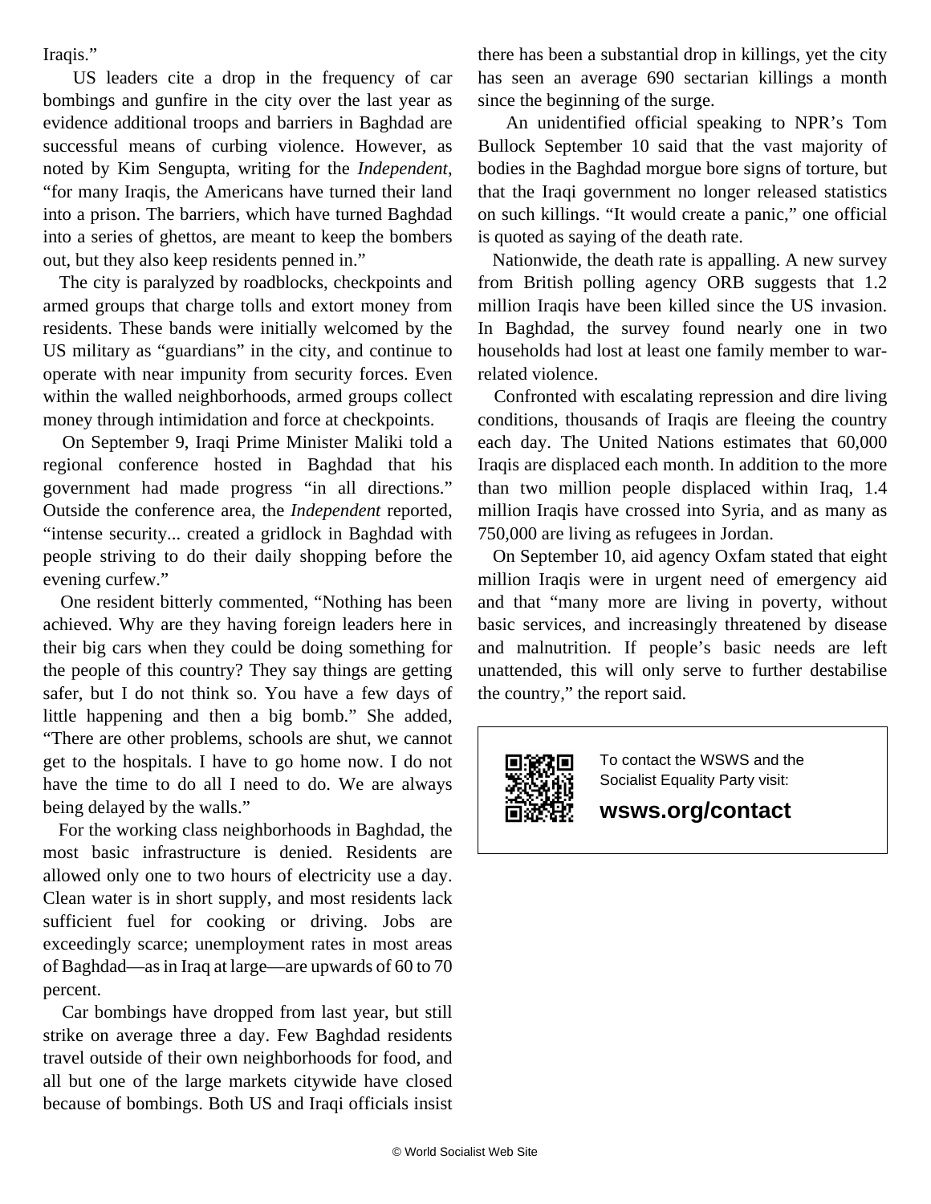Iraqis."

US leaders cite a drop in the frequency of car bombings and gunfire in the city over the last year as evidence additional troops and barriers in Baghdad are successful means of curbing violence. However, as noted by Kim Sengupta, writing for the *Independent*, "for many Iraqis, the Americans have turned their land into a prison. The barriers, which have turned Baghdad into a series of ghettos, are meant to keep the bombers out, but they also keep residents penned in."

The city is paralyzed by roadblocks, checkpoints and armed groups that charge tolls and extort money from residents. These bands were initially welcomed by the US military as "guardians" in the city, and continue to operate with near impunity from security forces. Even within the walled neighborhoods, armed groups collect money through intimidation and force at checkpoints.

On September 9, Iraqi Prime Minister Maliki told a regional conference hosted in Baghdad that his government had made progress "in all directions." Outside the conference area, the *Independent* reported, "intense security... created a gridlock in Baghdad with people striving to do their daily shopping before the evening curfew."

One resident bitterly commented, "Nothing has been achieved. Why are they having foreign leaders here in their big cars when they could be doing something for the people of this country? They say things are getting safer, but I do not think so. You have a few days of little happening and then a big bomb." She added, "There are other problems, schools are shut, we cannot get to the hospitals. I have to go home now. I do not have the time to do all I need to do. We are always being delayed by the walls."

For the working class neighborhoods in Baghdad, the most basic infrastructure is denied. Residents are allowed only one to two hours of electricity use a day. Clean water is in short supply, and most residents lack sufficient fuel for cooking or driving. Jobs are exceedingly scarce; unemployment rates in most areas of Baghdad—as in Iraq at large—are upwards of 60 to 70 percent.

Car bombings have dropped from last year, but still strike on average three a day. Few Baghdad residents travel outside of their own neighborhoods for food, and all but one of the large markets citywide have closed because of bombings. Both US and Iraqi officials insist there has been a substantial drop in killings, yet the city has seen an average 690 sectarian killings a month since the beginning of the surge.

An unidentified official speaking to NPR's Tom Bullock September 10 said that the vast majority of bodies in the Baghdad morgue bore signs of torture, but that the Iraqi government no longer released statistics on such killings. "It would create a panic," one official is quoted as saying of the death rate.

Nationwide, the death rate is appalling. A new survey from British polling agency ORB suggests that 1.2 million Iraqis have been killed since the US invasion. In Baghdad, the survey found nearly one in two households had lost at least one family member to war-related violence.

Confronted with escalating repression and dire living conditions, thousands of Iraqis are fleeing the country each day. The United Nations estimates that 60,000 Iraqis are displaced each month. In addition to the more than two million people displaced within Iraq, 1.4 million Iraqis have crossed into Syria, and as many as 750,000 are living as refugees in Jordan.

On September 10, aid agency Oxfam stated that eight million Iraqis were in urgent need of emergency aid and that "many more are living in poverty, without basic services, and increasingly threatened by disease and malnutrition. If people's basic needs are left unattended, this will only serve to further destabilise the country," the report said.

To contact the WSWS and the Socialist Equality Party visit:

**wsws.org/contact**